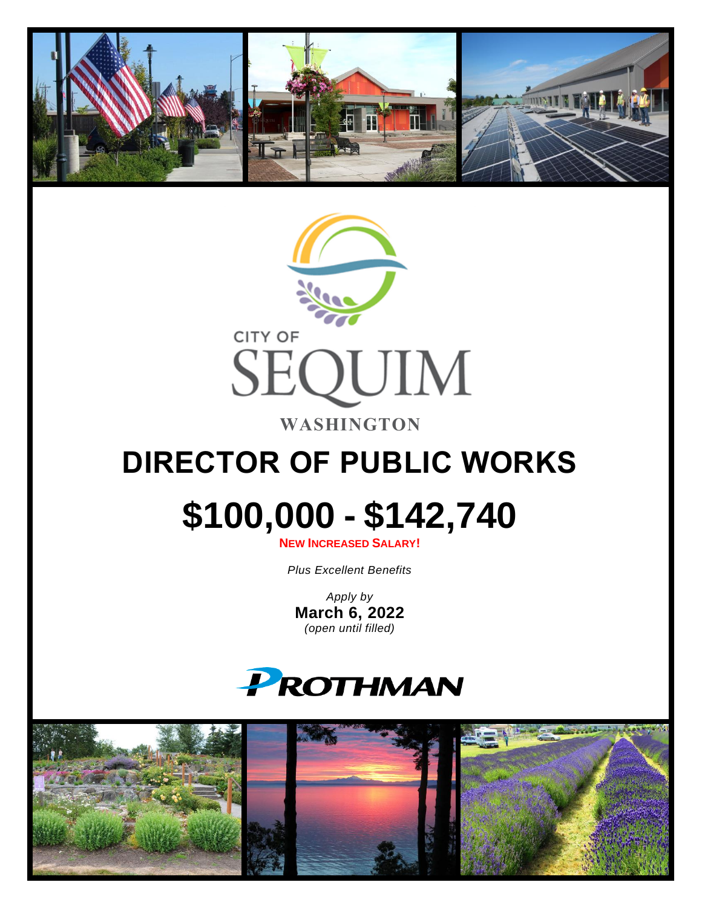CITY OF

# SEQUIM

**WASHINGTON**

# DIRECTOR OF PUBLIC WORKS

# $100,000 - $142,740

**NEW INCREASED SALARY!**

*Plus Excellent Benefits*

*Apply by*
**March 6, 2022**
*(open until filled)*

PROTHMAN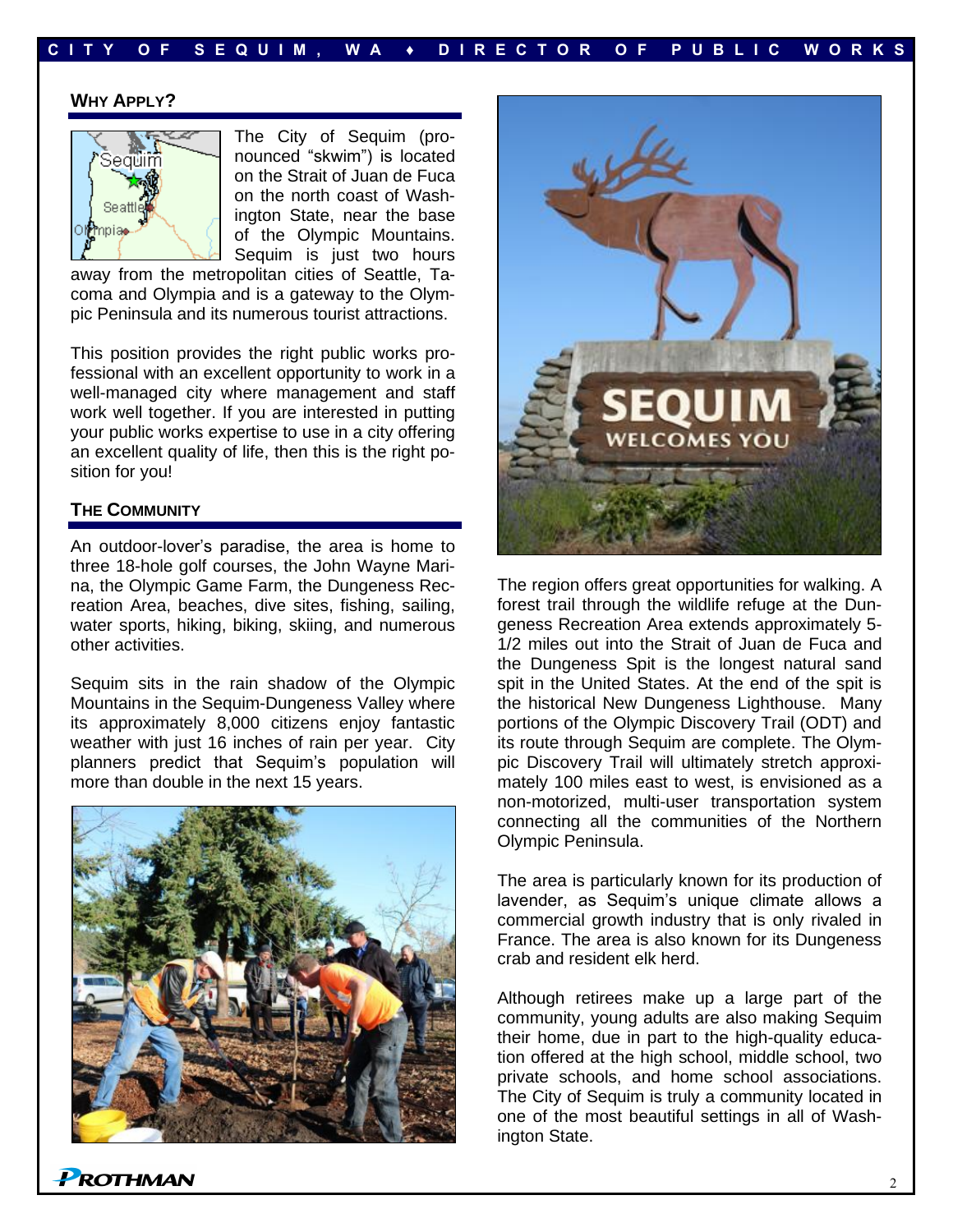## Why Apply?

The City of Sequim (pronounced "skwim") is located on the Strait of Juan de Fuca on the north coast of Washington State, near the base of the Olympic Mountains. Sequim is just two hours away from the metropolitan cities of Seattle, Tacoma and Olympia and is a gateway to the Olympic Peninsula and its numerous tourist attractions.

This position provides the right public works professional with an excellent opportunity to work in a well-managed city where management and staff work well together. If you are interested in putting your public works expertise to use in a city offering an excellent quality of life, then this is the right position for you!

## The Community

An outdoor-lover's paradise, the area is home to three 18-hole golf courses, the John Wayne Marina, the Olympic Game Farm, the Dungeness Recreation Area, beaches, dive sites, fishing, sailing, water sports, hiking, biking, skiing, and numerous other activities.

Sequim sits in the rain shadow of the Olympic Mountains in the Sequim-Dungeness Valley where its approximately 8,000 citizens enjoy fantastic weather with just 16 inches of rain per year. City planners predict that Sequim's population will more than double in the next 15 years.

The region offers great opportunities for walking. A forest trail through the wildlife refuge at the Dungeness Recreation Area extends approximately 5-1/2 miles out into the Strait of Juan de Fuca and the Dungeness Spit is the longest natural sand spit in the United States. At the end of the spit is the historical New Dungeness Lighthouse. Many portions of the Olympic Discovery Trail (ODT) and its route through Sequim are complete. The Olympic Discovery Trail will ultimately stretch approximately 100 miles east to west, is envisioned as a non-motorized, multi-user transportation system connecting all the communities of the Northern Olympic Peninsula.

The area is particularly known for its production of lavender, as Sequim's unique climate allows a commercial growth industry that is only rivaled in France. The area is also known for its Dungeness crab and resident elk herd.

Although retirees make up a large part of the community, young adults are also making Sequim their home, due in part to the high-quality education offered at the high school, middle school, two private schools, and home school associations. The City of Sequim is truly a community located in one of the most beautiful settings in all of Washington State.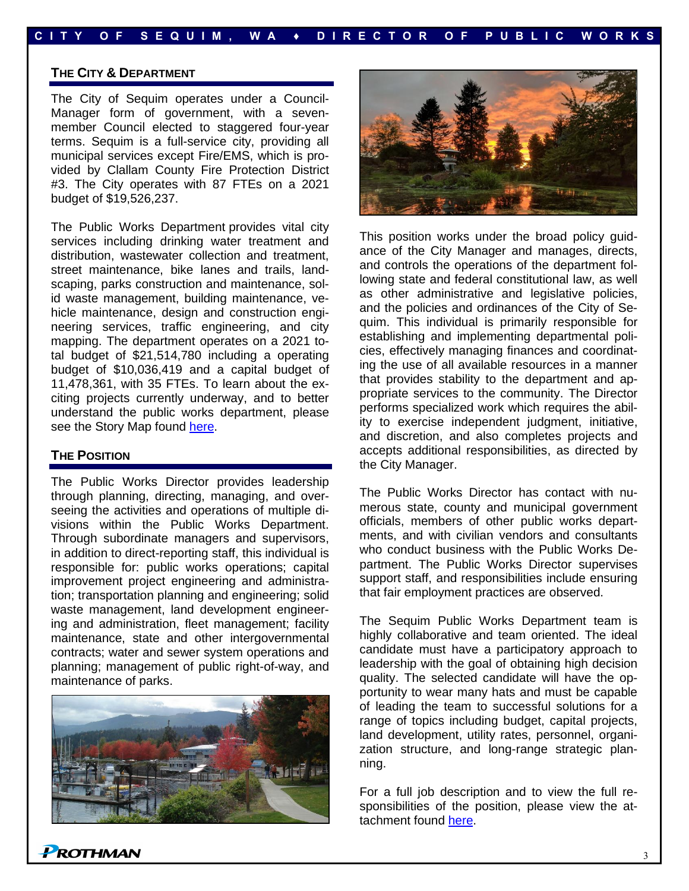## THE CITY & DEPARTMENT

The City of Sequim operates under a Council-Manager form of government, with a seven-member Council elected to staggered four-year terms. Sequim is a full-service city, providing all municipal services except Fire/EMS, which is provided by Clallam County Fire Protection District #3. The City operates with 87 FTEs on a 2021 budget of $19,526,237.

The Public Works Department provides vital city services including drinking water treatment and distribution, wastewater collection and treatment, street maintenance, bike lanes and trails, landscaping, parks construction and maintenance, solid waste management, building maintenance, vehicle maintenance, design and construction engineering services, traffic engineering, and city mapping. The department operates on a 2021 total budget of $21,514,780 including a operating budget of $10,036,419 and a capital budget of 11,478,361, with 35 FTEs. To learn about the exciting projects currently underway, and to better understand the public works department, please see the Story Map found here.

## THE POSITION

The Public Works Director provides leadership through planning, directing, managing, and overseeing the activities and operations of multiple divisions within the Public Works Department. Through subordinate managers and supervisors, in addition to direct-reporting staff, this individual is responsible for: public works operations; capital improvement project engineering and administration; transportation planning and engineering; solid waste management, land development engineering and administration, fleet management; facility maintenance, state and other intergovernmental contracts; water and sewer system operations and planning; management of public right-of-way, and maintenance of parks.

This position works under the broad policy guidance of the City Manager and manages, directs, and controls the operations of the department following state and federal constitutional law, as well as other administrative and legislative policies, and the policies and ordinances of the City of Sequim. This individual is primarily responsible for establishing and implementing departmental policies, effectively managing finances and coordinating the use of all available resources in a manner that provides stability to the department and appropriate services to the community. The Director performs specialized work which requires the ability to exercise independent judgment, initiative, and discretion, and also completes projects and accepts additional responsibilities, as directed by the City Manager.

The Public Works Director has contact with numerous state, county and municipal government officials, members of other public works departments, and with civilian vendors and consultants who conduct business with the Public Works Department. The Public Works Director supervises support staff, and responsibilities include ensuring that fair employment practices are observed.

The Sequim Public Works Department team is highly collaborative and team oriented. The ideal candidate must have a participatory approach to leadership with the goal of obtaining high decision quality. The selected candidate will have the opportunity to wear many hats and must be capable of leading the team to successful solutions for a range of topics including budget, capital projects, land development, utility rates, personnel, organization structure, and long-range strategic planning.

For a full job description and to view the full responsibilities of the position, please view the attachment found here.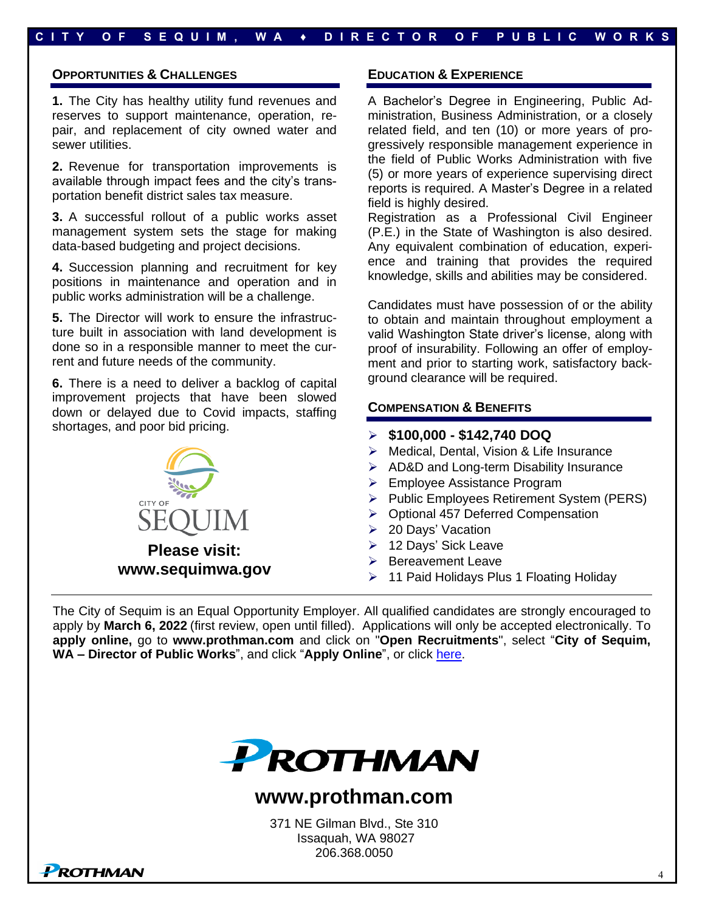## Opportunities & Challenges

**1.** The City has healthy utility fund revenues and reserves to support maintenance, operation, repair, and replacement of city owned water and sewer utilities.

**2.** Revenue for transportation improvements is available through impact fees and the city's transportation benefit district sales tax measure.

**3.** A successful rollout of a public works asset management system sets the stage for making data-based budgeting and project decisions.

**4.** Succession planning and recruitment for key positions in maintenance and operation and in public works administration will be a challenge.

**5.** The Director will work to ensure the infrastructure built in association with land development is done so in a responsible manner to meet the current and future needs of the community.

**6.** There is a need to deliver a backlog of capital improvement projects that have been slowed down or delayed due to Covid impacts, staffing shortages, and poor bid pricing.

CITY OF SEQUIM

**Please visit:**
**www.sequimwa.gov**

## Education & Experience

A Bachelor's Degree in Engineering, Public Administration, Business Administration, or a closely related field, and ten (10) or more years of progressively responsible management experience in the field of Public Works Administration with five (5) or more years of experience supervising direct reports is required. A Master's Degree in a related field is highly desired.
Registration as a Professional Civil Engineer (P.E.) in the State of Washington is also desired. Any equivalent combination of education, experience and training that provides the required knowledge, skills and abilities may be considered.

Candidates must have possession of or the ability to obtain and maintain throughout employment a valid Washington State driver's license, along with proof of insurability. Following an offer of employment and prior to starting work, satisfactory background clearance will be required.

## Compensation & Benefits

- **$100,000 - $142,740 DOQ**
- Medical, Dental, Vision & Life Insurance
- AD&D and Long-term Disability Insurance
- Employee Assistance Program
- Public Employees Retirement System (PERS)
- Optional 457 Deferred Compensation
- 20 Days' Vacation
- 12 Days' Sick Leave
- Bereavement Leave
- 11 Paid Holidays Plus 1 Floating Holiday

---

The City of Sequim is an Equal Opportunity Employer. All qualified candidates are strongly encouraged to apply by **March 6, 2022** (first review, open until filled). Applications will only be accepted electronically. To **apply online,** go to **www.prothman.com** and click on "**Open Recruitments**", select "**City of Sequim, WA – Director of Public Works**", and click "**Apply Online**", or click here.

PROTHMAN

**www.prothman.com**

371 NE Gilman Blvd., Ste 310
Issaquah, WA 98027
206.368.0050